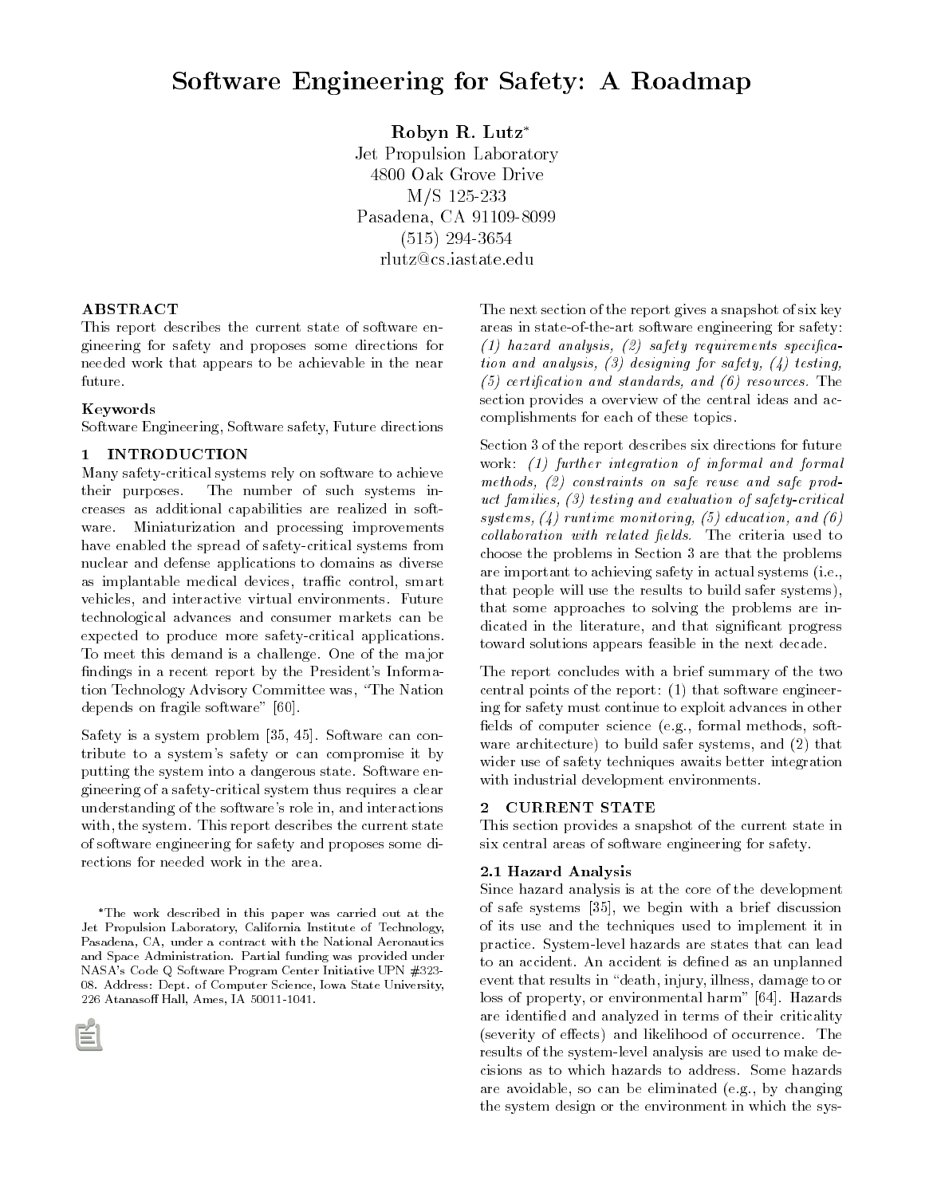# Software Engineering for Safety: A Roadmap

**Robyn R. Lutz***
Jet Propulsion Laboratory
4800 Oak Grove Drive
M/S 125-233
Pasadena, CA 91109-8099
(515) 294-3654
rlutz@cs.iastate.edu

### ABSTRACT

This report describes the current state of software engineering for safety and proposes some directions for needed work that appears to be achievable in the near future.

### Keywords

Software Engineering, Software safety, Future directions

## 1 INTRODUCTION

Many safety-critical systems rely on software to achieve their purposes. The number of such systems increases as additional capabilities are realized in software. Miniaturization and processing improvements have enabled the spread of safety-critical systems from nuclear and defense applications to domains as diverse as implantable medical devices, traffic control, smart vehicles, and interactive virtual environments. Future technological advances and consumer markets can be expected to produce more safety-critical applications. To meet this demand is a challenge. One of the major findings in a recent report by the President's Information Technology Advisory Committee was, "The Nation depends on fragile software" [60].

Safety is a system problem [35, 45]. Software can contribute to a system's safety or can compromise it by putting the system into a dangerous state. Software engineering of a safety-critical system thus requires a clear understanding of the software's role in, and interactions with, the system. This report describes the current state of software engineering for safety and proposes some directions for needed work in the area.

*The work described in this paper was carried out at the Jet Propulsion Laboratory, California Institute of Technology, Pasadena, CA, under a contract with the National Aeronautics and Space Administration. Partial funding was provided under NASA's Code Q Software Program Center Initiative UPN #323-08. Address: Dept. of Computer Science, Iowa State University, 226 Atanasoff Hall, Ames, IA 50011-1041.

The next section of the report gives a snapshot of six key areas in state-of-the-art software engineering for safety: *(1) hazard analysis, (2) safety requirements specification and analysis, (3) designing for safety, (4) testing, (5) certification and standards, and (6) resources.* The section provides a overview of the central ideas and accomplishments for each of these topics.

Section 3 of the report describes six directions for future work: *(1) further integration of informal and formal methods, (2) constraints on safe reuse and safe product families, (3) testing and evaluation of safety-critical systems, (4) runtime monitoring, (5) education, and (6) collaboration with related fields.* The criteria used to choose the problems in Section 3 are that the problems are important to achieving safety in actual systems (i.e., that people will use the results to build safer systems), that some approaches to solving the problems are indicated in the literature, and that significant progress toward solutions appears feasible in the next decade.

The report concludes with a brief summary of the two central points of the report: (1) that software engineering for safety must continue to exploit advances in other fields of computer science (e.g., formal methods, software architecture) to build safer systems, and (2) that wider use of safety techniques awaits better integration with industrial development environments.

## 2 CURRENT STATE

This section provides a snapshot of the current state in six central areas of software engineering for safety.

### 2.1 Hazard Analysis

Since hazard analysis is at the core of the development of safe systems [35], we begin with a brief discussion of its use and the techniques used to implement it in practice. System-level hazards are states that can lead to an accident. An accident is defined as an unplanned event that results in "death, injury, illness, damage to or loss of property, or environmental harm" [64]. Hazards are identified and analyzed in terms of their criticality (severity of effects) and likelihood of occurrence. The results of the system-level analysis are used to make decisions as to which hazards to address. Some hazards are avoidable, so can be eliminated (e.g., by changing the system design or the environment in which the sys-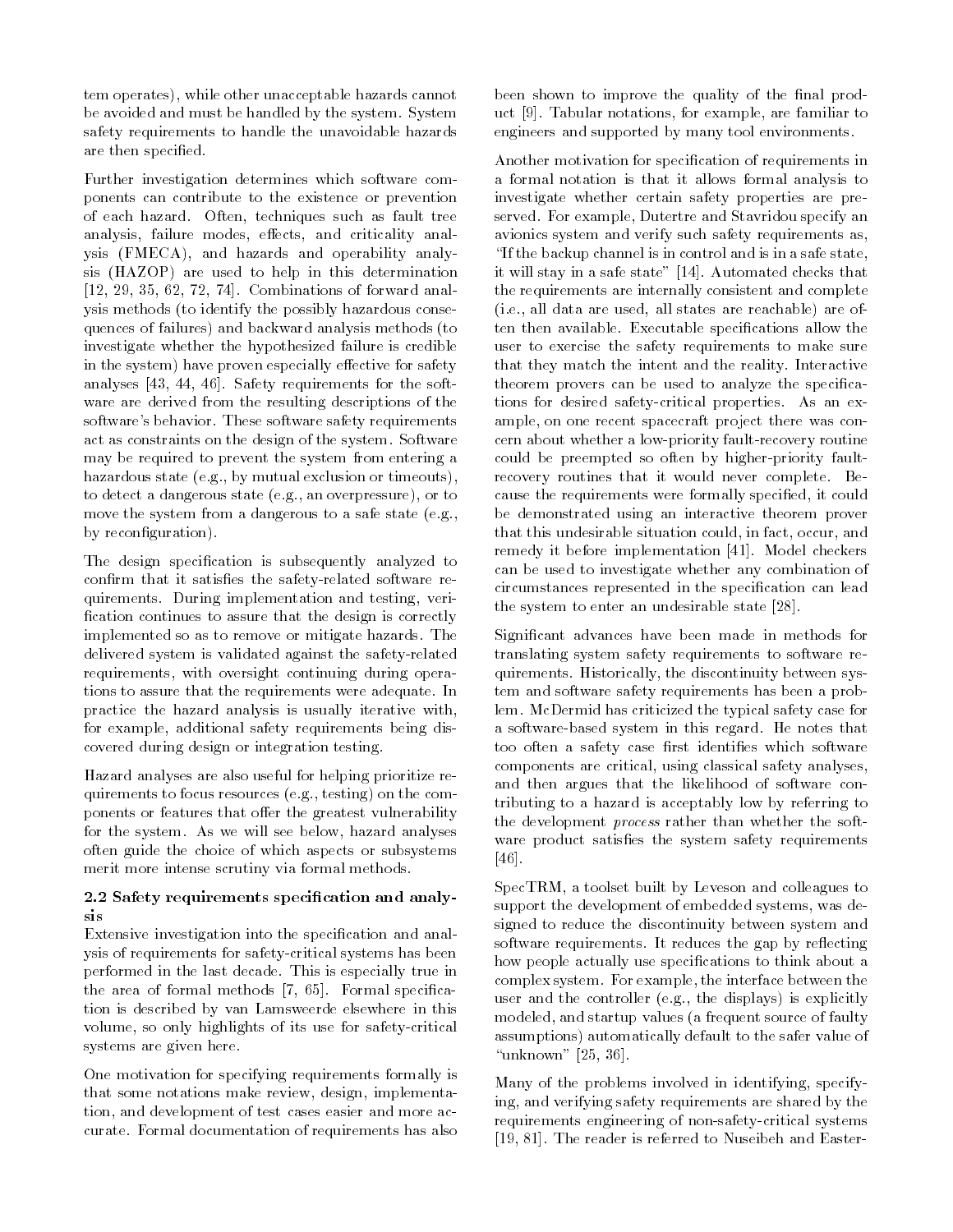tem operates), while other unacceptable hazards cannot be avoided and must be handled by the system. System safety requirements to handle the unavoidable hazards are then specified.

Further investigation determines which software components can contribute to the existence or prevention of each hazard. Often, techniques such as fault tree analysis, failure modes, effects, and criticality analysis (FMECA), and hazards and operability analysis (HAZOP) are used to help in this determination [12, 29, 35, 62, 72, 74]. Combinations of forward analysis methods (to identify the possibly hazardous consequences of failures) and backward analysis methods (to investigate whether the hypothesized failure is credible in the system) have proven especially effective for safety analyses [43, 44, 46]. Safety requirements for the software are derived from the resulting descriptions of the software's behavior. These software safety requirements act as constraints on the design of the system. Software may be required to prevent the system from entering a hazardous state (e.g., by mutual exclusion or timeouts), to detect a dangerous state (e.g., an overpressure), or to move the system from a dangerous to a safe state (e.g., by reconfiguration).

The design specification is subsequently analyzed to confirm that it satisfies the safety-related software requirements. During implementation and testing, verification continues to assure that the design is correctly implemented so as to remove or mitigate hazards. The delivered system is validated against the safety-related requirements, with oversight continuing during operations to assure that the requirements were adequate. In practice the hazard analysis is usually iterative with, for example, additional safety requirements being discovered during design or integration testing.

Hazard analyses are also useful for helping prioritize requirements to focus resources (e.g., testing) on the components or features that offer the greatest vulnerability for the system. As we will see below, hazard analyses often guide the choice of which aspects or subsystems merit more intense scrutiny via formal methods.

### 2.2 Safety requirements specification and analysis

Extensive investigation into the specification and analysis of requirements for safety-critical systems has been performed in the last decade. This is especially true in the area of formal methods [7, 65]. Formal specification is described by van Lamsweerde elsewhere in this volume, so only highlights of its use for safety-critical systems are given here.

One motivation for specifying requirements formally is that some notations make review, design, implementation, and development of test cases easier and more accurate. Formal documentation of requirements has also been shown to improve the quality of the final product [9]. Tabular notations, for example, are familiar to engineers and supported by many tool environments.

Another motivation for specification of requirements in a formal notation is that it allows formal analysis to investigate whether certain safety properties are preserved. For example, Dutertre and Stavridou specify an avionics system and verify such safety requirements as, "If the backup channel is in control and is in a safe state, it will stay in a safe state" [14]. Automated checks that the requirements are internally consistent and complete (i.e., all data are used, all states are reachable) are often then available. Executable specifications allow the user to exercise the safety requirements to make sure that they match the intent and the reality. Interactive theorem provers can be used to analyze the specifications for desired safety-critical properties. As an example, on one recent spacecraft project there was concern about whether a low-priority fault-recovery routine could be preempted so often by higher-priority fault-recovery routines that it would never complete. Because the requirements were formally specified, it could be demonstrated using an interactive theorem prover that this undesirable situation could, in fact, occur, and remedy it before implementation [41]. Model checkers can be used to investigate whether any combination of circumstances represented in the specification can lead the system to enter an undesirable state [28].

Significant advances have been made in methods for translating system safety requirements to software requirements. Historically, the discontinuity between system and software safety requirements has been a problem. McDermid has criticized the typical safety case for a software-based system in this regard. He notes that too often a safety case first identifies which software components are critical, using classical safety analyses, and then argues that the likelihood of software contributing to a hazard is acceptably low by referring to the development *process* rather than whether the software product satisfies the system safety requirements [46].

SpecTRM, a toolset built by Leveson and colleagues to support the development of embedded systems, was designed to reduce the discontinuity between system and software requirements. It reduces the gap by reflecting how people actually use specifications to think about a complex system. For example, the interface between the user and the controller (e.g., the displays) is explicitly modeled, and startup values (a frequent source of faulty assumptions) automatically default to the safer value of "unknown" [25, 36].

Many of the problems involved in identifying, specifying, and verifying safety requirements are shared by the requirements engineering of non-safety-critical systems [19, 81]. The reader is referred to Nuseibeh and Easter-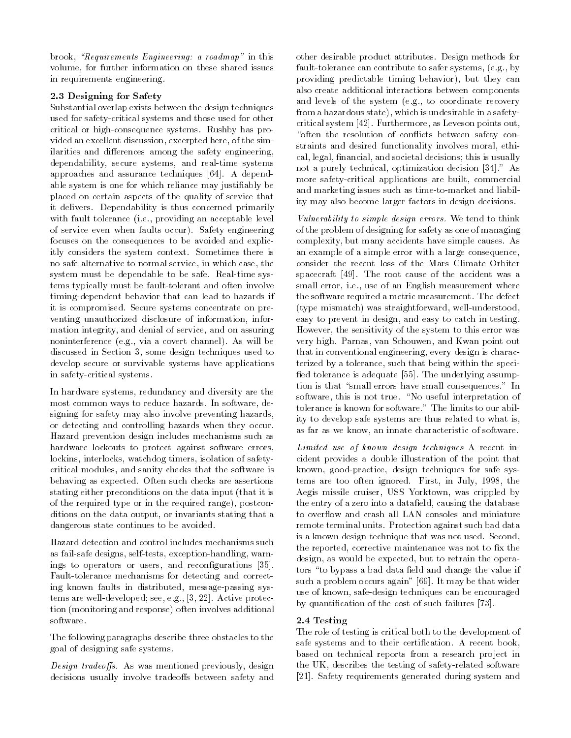brook, *"Requirements Engineering: a roadmap"* in this volume, for further information on these shared issues in requirements engineering.

### 2.3 Designing for Safety

Substantial overlap exists between the design techniques used for safety-critical systems and those used for other critical or high-consequence systems. Rushby has provided an excellent discussion, excerpted here, of the similarities and differences among the safety engineering, dependability, secure systems, and real-time systems approaches and assurance techniques [64]. A dependable system is one for which reliance may justifiably be placed on certain aspects of the quality of service that it delivers. Dependability is thus concerned primarily with fault tolerance (i.e., providing an acceptable level of service even when faults occur). Safety engineering focuses on the consequences to be avoided and explicitly considers the system context. Sometimes there is no safe alternative to normal service, in which case, the system must be dependable to be safe. Real-time systems typically must be fault-tolerant and often involve timing-dependent behavior that can lead to hazards if it is compromised. Secure systems concentrate on preventing unauthorized disclosure of information, information integrity, and denial of service, and on assuring noninterference (e.g., via a covert channel). As will be discussed in Section 3, some design techniques used to develop secure or survivable systems have applications in safety-critical systems.

In hardware systems, redundancy and diversity are the most common ways to reduce hazards. In software, designing for safety may also involve preventing hazards, or detecting and controlling hazards when they occur. Hazard prevention design includes mechanisms such as hardware lockouts to protect against software errors, lockins, interlocks, watchdog timers, isolation of safety-critical modules, and sanity checks that the software is behaving as expected. Often such checks are assertions stating either preconditions on the data input (that it is of the required type or in the required range), postconditions on the data output, or invariants stating that a dangerous state continues to be avoided.

Hazard detection and control includes mechanisms such as fail-safe designs, self-tests, exception-handling, warnings to operators or users, and reconfigurations [35]. Fault-tolerance mechanisms for detecting and correcting known faults in distributed, message-passing systems are well-developed; see, e.g., [3, 22]. Active protection (monitoring and response) often involves additional software.

The following paragraphs describe three obstacles to the goal of designing safe systems.

*Design tradeoffs.* As was mentioned previously, design decisions usually involve tradeoffs between safety and other desirable product attributes. Design methods for fault-tolerance can contribute to safer systems, (e.g., by providing predictable timing behavior), but they can also create additional interactions between components and levels of the system (e.g., to coordinate recovery from a hazardous state), which is undesirable in a safety-critical system [42]. Furthermore, as Leveson points out, "often the resolution of conflicts between safety constraints and desired functionality involves moral, ethical, legal, financial, and societal decisions; this is usually not a purely technical, optimization decision [34]." As more safety-critical applications are built, commercial and marketing issues such as time-to-market and liability may also become larger factors in design decisions.

*Vulnerability to simple design errors.* We tend to think of the problem of designing for safety as one of managing complexity, but many accidents have simple causes. As an example of a simple error with a large consequence, consider the recent loss of the Mars Climate Orbiter spacecraft [49]. The root cause of the accident was a small error, i.e., use of an English measurement where the software required a metric measurement. The defect (type mismatch) was straightforward, well-understood, easy to prevent in design, and easy to catch in testing. However, the sensitivity of the system to this error was very high. Parnas, van Schouwen, and Kwan point out that in conventional engineering, every design is characterized by a tolerance, such that being within the specified tolerance is adequate [55]. The underlying assumption is that "small errors have small consequences." In software, this is not true. "No useful interpretation of tolerance is known for software." The limits to our ability to develop safe systems are thus related to what is, as far as we know, an innate characteristic of software.

*Limited use of known design techniques* A recent incident provides a double illustration of the point that known, good-practice, design techniques for safe systems are too often ignored. First, in July, 1998, the Aegis missile cruiser, USS Yorktown, was crippled by the entry of a zero into a datafield, causing the database to overflow and crash all LAN consoles and miniature remote terminal units. Protection against such bad data is a known design technique that was not used. Second, the reported, corrective maintenance was not to fix the design, as would be expected, but to retrain the operators "to bypass a bad data field and change the value if such a problem occurs again" [69]. It may be that wider use of known, safe-design techniques can be encouraged by quantification of the cost of such failures [73].

### 2.4 Testing

The role of testing is critical both to the development of safe systems and to their certification. A recent book, based on technical reports from a research project in the UK, describes the testing of safety-related software [21]. Safety requirements generated during system and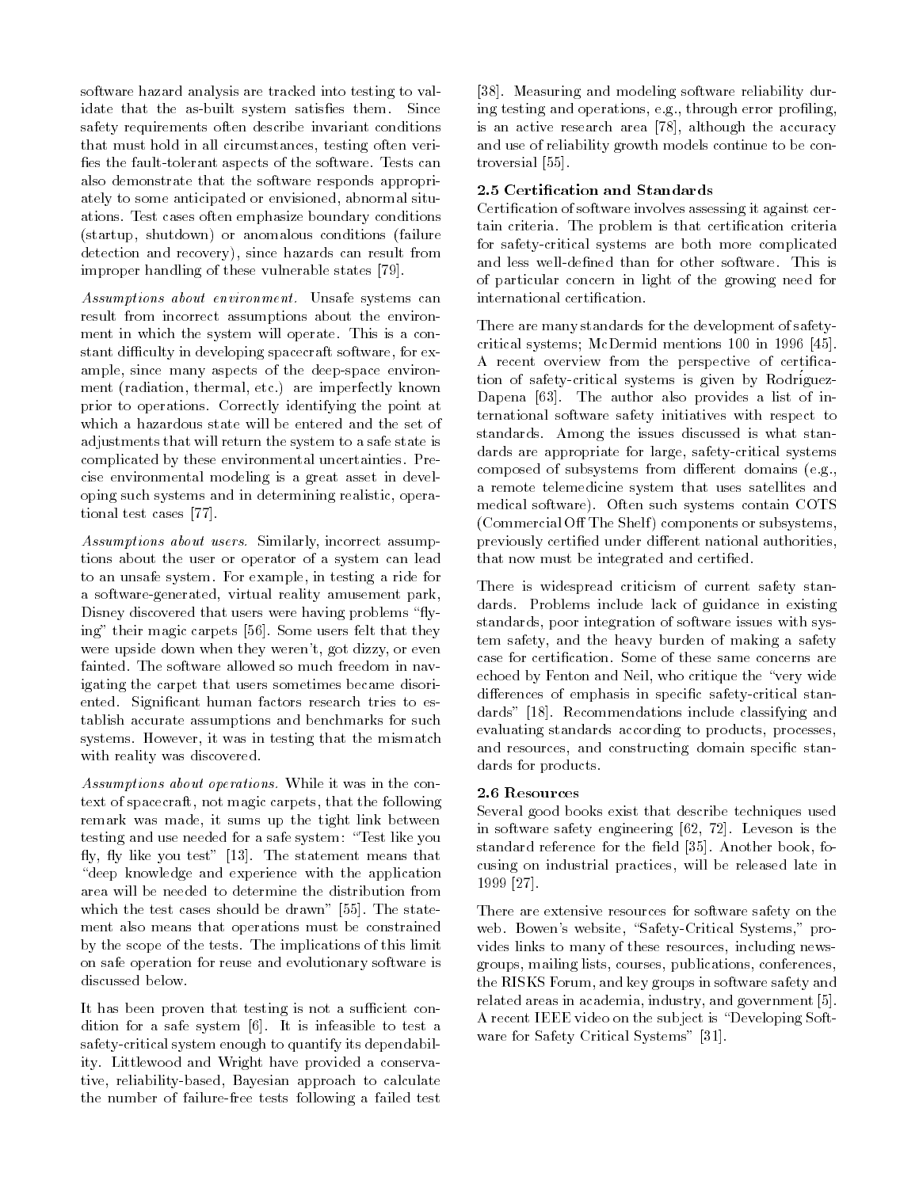software hazard analysis are tracked into testing to validate that the as-built system satisfies them. Since safety requirements often describe invariant conditions that must hold in all circumstances, testing often verifies the fault-tolerant aspects of the software. Tests can also demonstrate that the software responds appropriately to some anticipated or envisioned, abnormal situations. Test cases often emphasize boundary conditions (startup, shutdown) or anomalous conditions (failure detection and recovery), since hazards can result from improper handling of these vulnerable states [79].

*Assumptions about environment.* Unsafe systems can result from incorrect assumptions about the environment in which the system will operate. This is a constant difficulty in developing spacecraft software, for example, since many aspects of the deep-space environment (radiation, thermal, etc.) are imperfectly known prior to operations. Correctly identifying the point at which a hazardous state will be entered and the set of adjustments that will return the system to a safe state is complicated by these environmental uncertainties. Precise environmental modeling is a great asset in developing such systems and in determining realistic, operational test cases [77].

*Assumptions about users.* Similarly, incorrect assumptions about the user or operator of a system can lead to an unsafe system. For example, in testing a ride for a software-generated, virtual reality amusement park, Disney discovered that users were having problems "flying" their magic carpets [56]. Some users felt that they were upside down when they weren't, got dizzy, or even fainted. The software allowed so much freedom in navigating the carpet that users sometimes became disoriented. Significant human factors research tries to establish accurate assumptions and benchmarks for such systems. However, it was in testing that the mismatch with reality was discovered.

*Assumptions about operations.* While it was in the context of spacecraft, not magic carpets, that the following remark was made, it sums up the tight link between testing and use needed for a safe system: "Test like you fly, fly like you test" [13]. The statement means that "deep knowledge and experience with the application area will be needed to determine the distribution from which the test cases should be drawn" [55]. The statement also means that operations must be constrained by the scope of the tests. The implications of this limit on safe operation for reuse and evolutionary software is discussed below.

It has been proven that testing is not a sufficient condition for a safe system [6]. It is infeasible to test a safety-critical system enough to quantify its dependability. Littlewood and Wright have provided a conservative, reliability-based, Bayesian approach to calculate the number of failure-free tests following a failed test [38]. Measuring and modeling software reliability during testing and operations, e.g., through error profiling, is an active research area [78], although the accuracy and use of reliability growth models continue to be controversial [55].

### 2.5 Certification and Standards

Certification of software involves assessing it against certain criteria. The problem is that certification criteria for safety-critical systems are both more complicated and less well-defined than for other software. This is of particular concern in light of the growing need for international certification.

There are many standards for the development of safety-critical systems; McDermid mentions 100 in 1996 [45]. A recent overview from the perspective of certification of safety-critical systems is given by Rodríguez-Dapena [63]. The author also provides a list of international software safety initiatives with respect to standards. Among the issues discussed is what standards are appropriate for large, safety-critical systems composed of subsystems from different domains (e.g., a remote telemedicine system that uses satellites and medical software). Often such systems contain COTS (Commercial Off The Shelf) components or subsystems, previously certified under different national authorities, that now must be integrated and certified.

There is widespread criticism of current safety standards. Problems include lack of guidance in existing standards, poor integration of software issues with system safety, and the heavy burden of making a safety case for certification. Some of these same concerns are echoed by Fenton and Neil, who critique the "very wide differences of emphasis in specific safety-critical standards" [18]. Recommendations include classifying and evaluating standards according to products, processes, and resources, and constructing domain specific standards for products.

### 2.6 Resources

Several good books exist that describe techniques used in software safety engineering [62, 72]. Leveson is the standard reference for the field [35]. Another book, focusing on industrial practices, will be released late in 1999 [27].

There are extensive resources for software safety on the web. Bowen's website, "Safety-Critical Systems," provides links to many of these resources, including newsgroups, mailing lists, courses, publications, conferences, the RISKS Forum, and key groups in software safety and related areas in academia, industry, and government [5]. A recent IEEE video on the subject is "Developing Software for Safety Critical Systems" [31].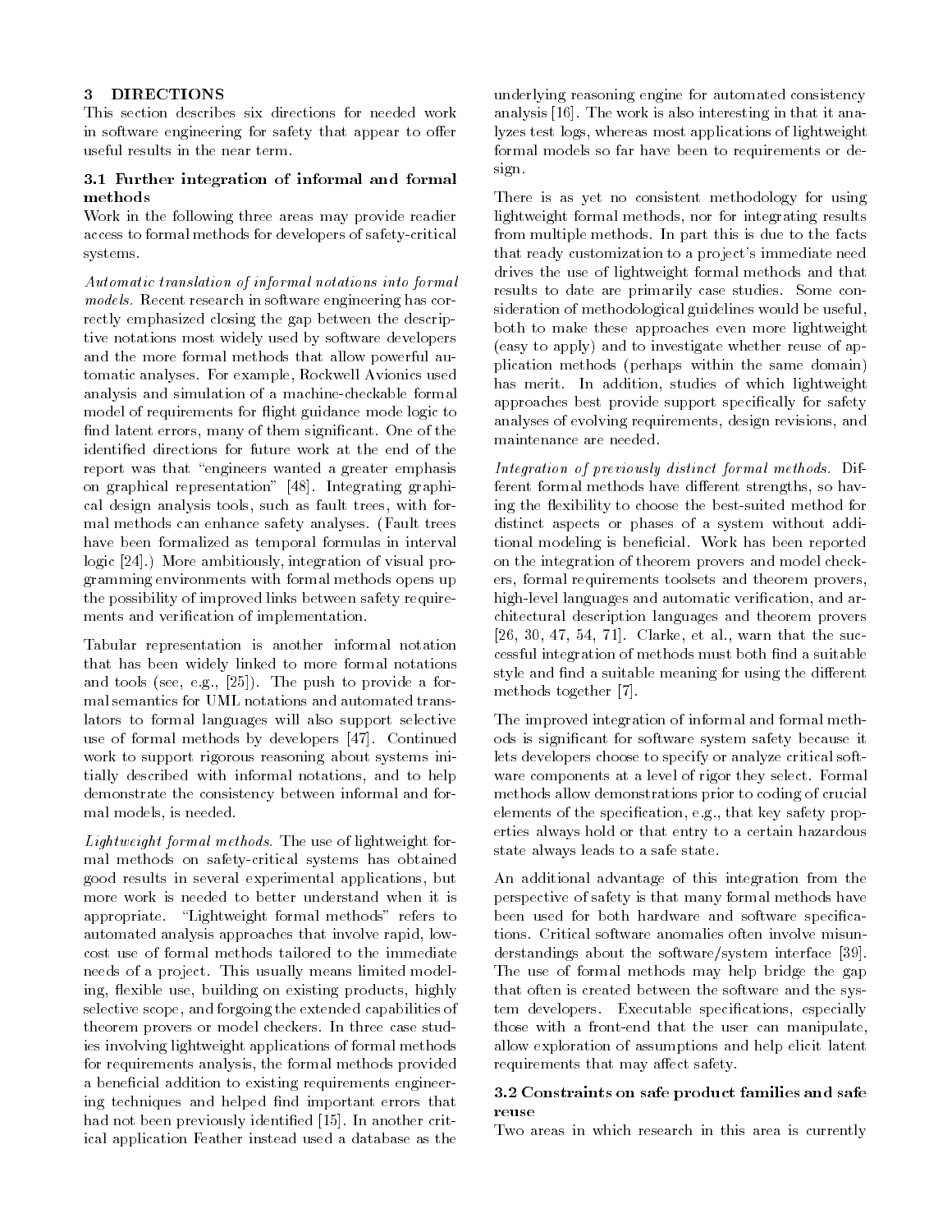## 3 DIRECTIONS

This section describes six directions for needed work in software engineering for safety that appear to offer useful results in the near term.

### 3.1 Further integration of informal and formal methods

Work in the following three areas may provide readier access to formal methods for developers of safety-critical systems.

*Automatic translation of informal notations into formal models.* Recent research in software engineering has correctly emphasized closing the gap between the descriptive notations most widely used by software developers and the more formal methods that allow powerful automatic analyses. For example, Rockwell Avionics used analysis and simulation of a machine-checkable formal model of requirements for flight guidance mode logic to find latent errors, many of them significant. One of the identified directions for future work at the end of the report was that "engineers wanted a greater emphasis on graphical representation" [48]. Integrating graphical design analysis tools, such as fault trees, with formal methods can enhance safety analyses. (Fault trees have been formalized as temporal formulas in interval logic [24].) More ambitiously, integration of visual programming environments with formal methods opens up the possibility of improved links between safety requirements and verification of implementation.

Tabular representation is another informal notation that has been widely linked to more formal notations and tools (see, e.g., [25]). The push to provide a formal semantics for UML notations and automated translators to formal languages will also support selective use of formal methods by developers [47]. Continued work to support rigorous reasoning about systems initially described with informal notations, and to help demonstrate the consistency between informal and formal models, is needed.

*Lightweight formal methods.* The use of lightweight formal methods on safety-critical systems has obtained good results in several experimental applications, but more work is needed to better understand when it is appropriate. "Lightweight formal methods" refers to automated analysis approaches that involve rapid, low-cost use of formal methods tailored to the immediate needs of a project. This usually means limited modeling, flexible use, building on existing products, highly selective scope, and forgoing the extended capabilities of theorem provers or model checkers. In three case studies involving lightweight applications of formal methods for requirements analysis, the formal methods provided a beneficial addition to existing requirements engineering techniques and helped find important errors that had not been previously identified [15]. In another critical application Feather instead used a database as the underlying reasoning engine for automated consistency analysis [16]. The work is also interesting in that it analyzes test logs, whereas most applications of lightweight formal models so far have been to requirements or design.

There is as yet no consistent methodology for using lightweight formal methods, nor for integrating results from multiple methods. In part this is due to the facts that ready customization to a project's immediate need drives the use of lightweight formal methods and that results to date are primarily case studies. Some consideration of methodological guidelines would be useful, both to make these approaches even more lightweight (easy to apply) and to investigate whether reuse of application methods (perhaps within the same domain) has merit. In addition, studies of which lightweight approaches best provide support specifically for safety analyses of evolving requirements, design revisions, and maintenance are needed.

*Integration of previously distinct formal methods.* Different formal methods have different strengths, so having the flexibility to choose the best-suited method for distinct aspects or phases of a system without additional modeling is beneficial. Work has been reported on the integration of theorem provers and model checkers, formal requirements toolsets and theorem provers, high-level languages and automatic verification, and architectural description languages and theorem provers [26, 30, 47, 54, 71]. Clarke, et al., warn that the successful integration of methods must both find a suitable style and find a suitable meaning for using the different methods together [7].

The improved integration of informal and formal methods is significant for software system safety because it lets developers choose to specify or analyze critical software components at a level of rigor they select. Formal methods allow demonstrations prior to coding of crucial elements of the specification, e.g., that key safety properties always hold or that entry to a certain hazardous state always leads to a safe state.

An additional advantage of this integration from the perspective of safety is that many formal methods have been used for both hardware and software specifications. Critical software anomalies often involve misunderstandings about the software/system interface [39]. The use of formal methods may help bridge the gap that often is created between the software and the system developers. Executable specifications, especially those with a front-end that the user can manipulate, allow exploration of assumptions and help elicit latent requirements that may affect safety.

### 3.2 Constraints on safe product families and safe reuse

Two areas in which research in this area is currently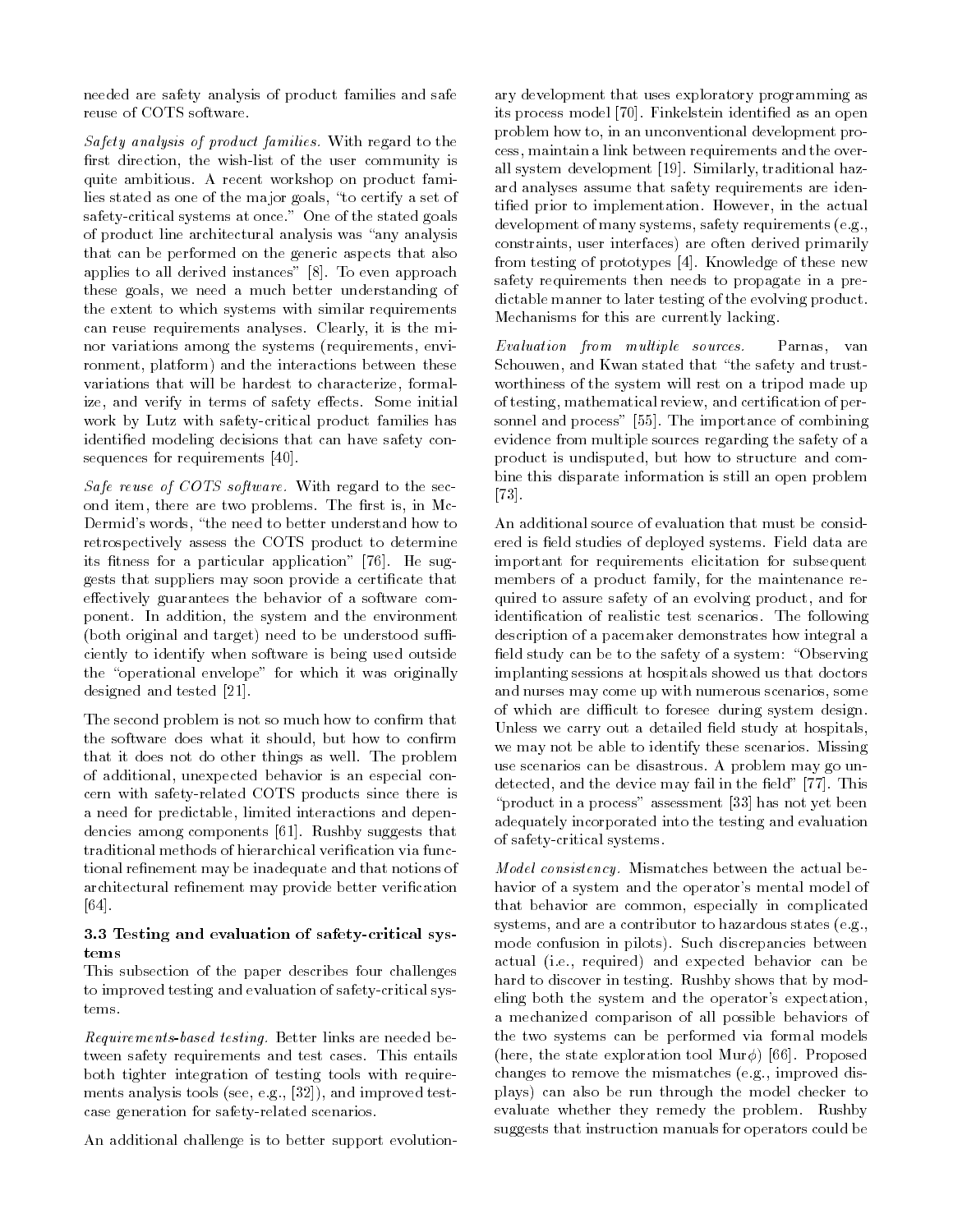needed are safety analysis of product families and safe reuse of COTS software.

*Safety analysis of product families.* With regard to the first direction, the wish-list of the user community is quite ambitious. A recent workshop on product families stated as one of the major goals, "to certify a set of safety-critical systems at once." One of the stated goals of product line architectural analysis was "any analysis that can be performed on the generic aspects that also applies to all derived instances" [8]. To even approach these goals, we need a much better understanding of the extent to which systems with similar requirements can reuse requirements analyses. Clearly, it is the minor variations among the systems (requirements, environment, platform) and the interactions between these variations that will be hardest to characterize, formalize, and verify in terms of safety effects. Some initial work by Lutz with safety-critical product families has identified modeling decisions that can have safety consequences for requirements [40].

*Safe reuse of COTS software.* With regard to the second item, there are two problems. The first is, in McDermid's words, "the need to better understand how to retrospectively assess the COTS product to determine its fitness for a particular application" [76]. He suggests that suppliers may soon provide a certificate that effectively guarantees the behavior of a software component. In addition, the system and the environment (both original and target) need to be understood sufficiently to identify when software is being used outside the "operational envelope" for which it was originally designed and tested [21].

The second problem is not so much how to confirm that the software does what it should, but how to confirm that it does not do other things as well. The problem of additional, unexpected behavior is an especial concern with safety-related COTS products since there is a need for predictable, limited interactions and dependencies among components [61]. Rushby suggests that traditional methods of hierarchical verification via functional refinement may be inadequate and that notions of architectural refinement may provide better verification [64].

### 3.3 Testing and evaluation of safety-critical systems

This subsection of the paper describes four challenges to improved testing and evaluation of safety-critical systems.

*Requirements-based testing.* Better links are needed between safety requirements and test cases. This entails both tighter integration of testing tools with requirements analysis tools (see, e.g., [32]), and improved test-case generation for safety-related scenarios.

An additional challenge is to better support evolutionary development that uses exploratory programming as its process model [70]. Finkelstein identified as an open problem how to, in an unconventional development process, maintain a link between requirements and the overall system development [19]. Similarly, traditional hazard analyses assume that safety requirements are identified prior to implementation. However, in the actual development of many systems, safety requirements (e.g., constraints, user interfaces) are often derived primarily from testing of prototypes [4]. Knowledge of these new safety requirements then needs to propagate in a predictable manner to later testing of the evolving product. Mechanisms for this are currently lacking.

*Evaluation from multiple sources.* Parnas, van Schouwen, and Kwan stated that "the safety and trustworthiness of the system will rest on a tripod made up of testing, mathematical review, and certification of personnel and process" [55]. The importance of combining evidence from multiple sources regarding the safety of a product is undisputed, but how to structure and combine this disparate information is still an open problem [73].

An additional source of evaluation that must be considered is field studies of deployed systems. Field data are important for requirements elicitation for subsequent members of a product family, for the maintenance required to assure safety of an evolving product, and for identification of realistic test scenarios. The following description of a pacemaker demonstrates how integral a field study can be to the safety of a system: "Observing implanting sessions at hospitals showed us that doctors and nurses may come up with numerous scenarios, some of which are difficult to foresee during system design. Unless we carry out a detailed field study at hospitals, we may not be able to identify these scenarios. Missing use scenarios can be disastrous. A problem may go undetected, and the device may fail in the field" [77]. This "product in a process" assessment [33] has not yet been adequately incorporated into the testing and evaluation of safety-critical systems.

*Model consistency.* Mismatches between the actual behavior of a system and the operator's mental model of that behavior are common, especially in complicated systems, and are a contributor to hazardous states (e.g., mode confusion in pilots). Such discrepancies between actual (i.e., required) and expected behavior can be hard to discover in testing. Rushby shows that by modeling both the system and the operator's expectation, a mechanized comparison of all possible behaviors of the two systems can be performed via formal models (here, the state exploration tool Mur$\phi$) [66]. Proposed changes to remove the mismatches (e.g., improved displays) can also be run through the model checker to evaluate whether they remedy the problem. Rushby suggests that instruction manuals for operators could be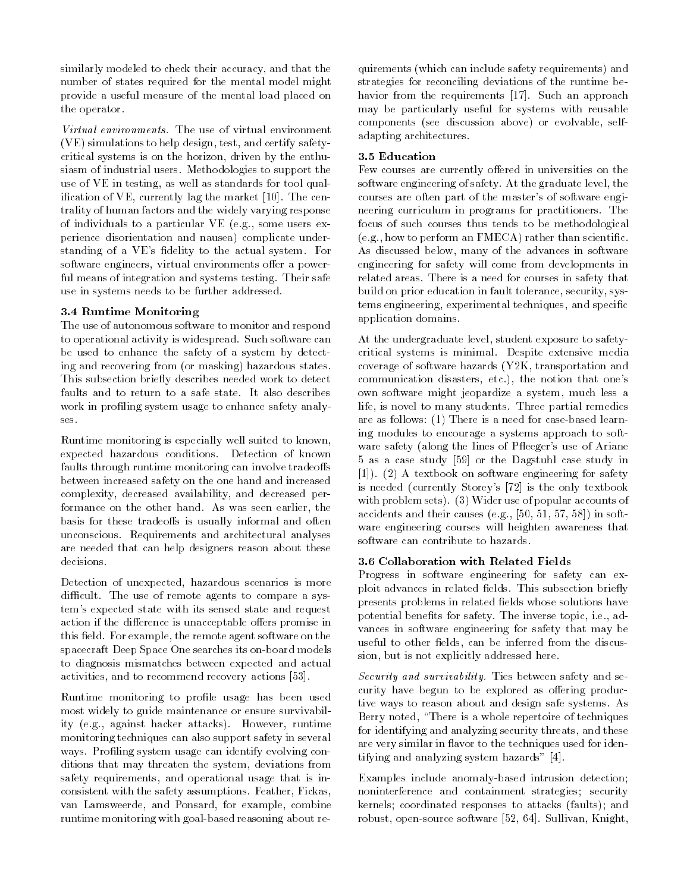similarly modeled to check their accuracy, and that the number of states required for the mental model might provide a useful measure of the mental load placed on the operator.

*Virtual environments.* The use of virtual environment (VE) simulations to help design, test, and certify safety-critical systems is on the horizon, driven by the enthusiasm of industrial users. Methodologies to support the use of VE in testing, as well as standards for tool qualification of VE, currently lag the market [10]. The centrality of human factors and the widely varying response of individuals to a particular VE (e.g., some users experience disorientation and nausea) complicate understanding of a VE's fidelity to the actual system. For software engineers, virtual environments offer a powerful means of integration and systems testing. Their safe use in systems needs to be further addressed.

### 3.4 Runtime Monitoring

The use of autonomous software to monitor and respond to operational activity is widespread. Such software can be used to enhance the safety of a system by detecting and recovering from (or masking) hazardous states. This subsection briefly describes needed work to detect faults and to return to a safe state. It also describes work in profiling system usage to enhance safety analyses.

Runtime monitoring is especially well suited to known, expected hazardous conditions. Detection of known faults through runtime monitoring can involve tradeoffs between increased safety on the one hand and increased complexity, decreased availability, and decreased performance on the other hand. As was seen earlier, the basis for these tradeoffs is usually informal and often unconscious. Requirements and architectural analyses are needed that can help designers reason about these decisions.

Detection of unexpected, hazardous scenarios is more difficult. The use of remote agents to compare a system's expected state with its sensed state and request action if the difference is unacceptable offers promise in this field. For example, the remote agent software on the spacecraft Deep Space One searches its on-board models to diagnosis mismatches between expected and actual activities, and to recommend recovery actions [53].

Runtime monitoring to profile usage has been used most widely to guide maintenance or ensure survivability (e.g., against hacker attacks). However, runtime monitoring techniques can also support safety in several ways. Profiling system usage can identify evolving conditions that may threaten the system, deviations from safety requirements, and operational usage that is inconsistent with the safety assumptions. Feather, Fickas, van Lamsweerde, and Ponsard, for example, combine runtime monitoring with goal-based reasoning about requirements (which can include safety requirements) and strategies for reconciling deviations of the runtime behavior from the requirements [17]. Such an approach may be particularly useful for systems with reusable components (see discussion above) or evolvable, self-adapting architectures.

### 3.5 Education

Few courses are currently offered in universities on the software engineering of safety. At the graduate level, the courses are often part of the master's of software engineering curriculum in programs for practitioners. The focus of such courses thus tends to be methodological (e.g., how to perform an FMECA) rather than scientific. As discussed below, many of the advances in software engineering for safety will come from developments in related areas. There is a need for courses in safety that build on prior education in fault tolerance, security, systems engineering, experimental techniques, and specific application domains.

At the undergraduate level, student exposure to safety-critical systems is minimal. Despite extensive media coverage of software hazards (Y2K, transportation and communication disasters, etc.), the notion that one's own software might jeopardize a system, much less a life, is novel to many students. Three partial remedies are as follows: (1) There is a need for case-based learning modules to encourage a systems approach to software safety (along the lines of Pfleeger's use of Ariane 5 as a case study [59] or the Dagstuhl case study in [1]). (2) A textbook on software engineering for safety is needed (currently Storey's [72] is the only textbook with problem sets). (3) Wider use of popular accounts of accidents and their causes (e.g., [50, 51, 57, 58]) in software engineering courses will heighten awareness that software can contribute to hazards.

### 3.6 Collaboration with Related Fields

Progress in software engineering for safety can exploit advances in related fields. This subsection briefly presents problems in related fields whose solutions have potential benefits for safety. The inverse topic, i.e., advances in software engineering for safety that may be useful to other fields, can be inferred from the discussion, but is not explicitly addressed here.

*Security and survivability.* Ties between safety and security have begun to be explored as offering productive ways to reason about and design safe systems. As Berry noted, "There is a whole repertoire of techniques for identifying and analyzing security threats, and these are very similar in flavor to the techniques used for identifying and analyzing system hazards" [4].

Examples include anomaly-based intrusion detection; noninterference and containment strategies; security kernels; coordinated responses to attacks (faults); and robust, open-source software [52, 64]. Sullivan, Knight,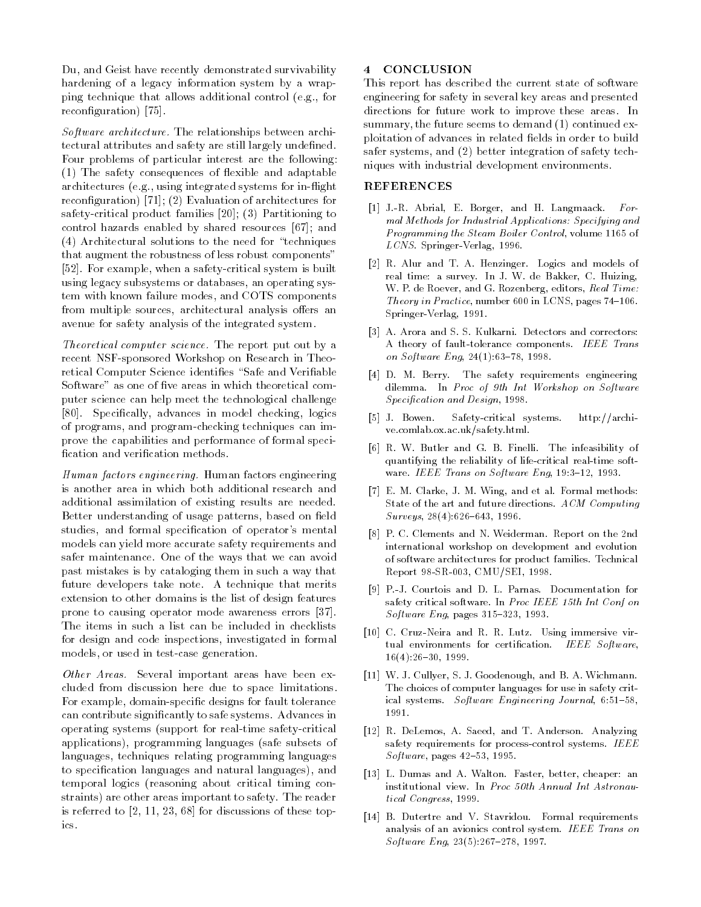Du, and Geist have recently demonstrated survivability hardening of a legacy information system by a wrapping technique that allows additional control (e.g., for reconfiguration) [75].

*Software architecture.* The relationships between architectural attributes and safety are still largely undefined. Four problems of particular interest are the following: (1) The safety consequences of flexible and adaptable architectures (e.g., using integrated systems for in-flight reconfiguration) [71]; (2) Evaluation of architectures for safety-critical product families [20]; (3) Partitioning to control hazards enabled by shared resources [67]; and (4) Architectural solutions to the need for "techniques that augment the robustness of less robust components" [52]. For example, when a safety-critical system is built using legacy subsystems or databases, an operating system with known failure modes, and COTS components from multiple sources, architectural analysis offers an avenue for safety analysis of the integrated system.

*Theoretical computer science.* The report put out by a recent NSF-sponsored Workshop on Research in Theoretical Computer Science identifies "Safe and Verifiable Software" as one of five areas in which theoretical computer science can help meet the technological challenge [80]. Specifically, advances in model checking, logics of programs, and program-checking techniques can improve the capabilities and performance of formal specification and verification methods.

*Human factors engineering.* Human factors engineering is another area in which both additional research and additional assimilation of existing results are needed. Better understanding of usage patterns, based on field studies, and formal specification of operator's mental models can yield more accurate safety requirements and safer maintenance. One of the ways that we can avoid past mistakes is by cataloging them in such a way that future developers take note. A technique that merits extension to other domains is the list of design features prone to causing operator mode awareness errors [37]. The items in such a list can be included in checklists for design and code inspections, investigated in formal models, or used in test-case generation.

*Other Areas.* Several important areas have been excluded from discussion here due to space limitations. For example, domain-specific designs for fault tolerance can contribute significantly to safe systems. Advances in operating systems (support for real-time safety-critical applications), programming languages (safe subsets of languages, techniques relating programming languages to specification languages and natural languages), and temporal logics (reasoning about critical timing constraints) are other areas important to safety. The reader is referred to [2, 11, 23, 68] for discussions of these topics.

## 4 CONCLUSION

This report has described the current state of software engineering for safety in several key areas and presented directions for future work to improve these areas. In summary, the future seems to demand (1) continued exploitation of advances in related fields in order to build safer systems, and (2) better integration of safety techniques with industrial development environments.

## REFERENCES

[1] J.-R. Abrial, E. Borger, and H. Langmaack. *Formal Methods for Industrial Applications: Specifying and Programming the Steam Boiler Control*, volume 1165 of *LCNS*. Springer-Verlag, 1996.

[2] R. Alur and T. A. Henzinger. Logics and models of real time: a survey. In J. W. de Bakker, C. Huizing, W. P. de Roever, and G. Rozenberg, editors, *Real Time: Theory in Practice*, number 600 in LCNS, pages 74–106. Springer-Verlag, 1991.

[3] A. Arora and S. S. Kulkarni. Detectors and correctors: A theory of fault-tolerance components. *IEEE Trans on Software Eng*, 24(1):63–78, 1998.

[4] D. M. Berry. The safety requirements engineering dilemma. In *Proc of 9th Int Workshop on Software Specification and Design*, 1998.

[5] J. Bowen. Safety-critical systems. http://archive.comlab.ox.ac.uk/safety.html.

[6] R. W. Butler and G. B. Finelli. The infeasibility of quantifying the reliability of life-critical real-time software. *IEEE Trans on Software Eng*, 19:3–12, 1993.

[7] E. M. Clarke, J. M. Wing, and et al. Formal methods: State of the art and future directions. *ACM Computing Surveys*, 28(4):626–643, 1996.

[8] P. C. Clements and N. Weiderman. Report on the 2nd international workshop on development and evolution of software architectures for product families. Technical Report 98-SR-003, CMU/SEI, 1998.

[9] P.-J. Courtois and D. L. Parnas. Documentation for safety critical software. In *Proc IEEE 15th Int Conf on Software Eng*, pages 315–323, 1993.

[10] C. Cruz-Neira and R. R. Lutz. Using immersive virtual environments for certification. *IEEE Software*, 16(4):26–30, 1999.

[11] W. J. Cullyer, S. J. Goodenough, and B. A. Wichmann. The choices of computer languages for use in safety critical systems. *Software Engineering Journal*, 6:51–58, 1991.

[12] R. DeLemos, A. Saeed, and T. Anderson. Analyzing safety requirements for process-control systems. *IEEE Software*, pages 42–53, 1995.

[13] L. Dumas and A. Walton. Faster, better, cheaper: an institutional view. In *Proc 50th Annual Int Astronautical Congress*, 1999.

[14] B. Dutertre and V. Stavridou. Formal requirements analysis of an avionics control system. *IEEE Trans on Software Eng*, 23(5):267–278, 1997.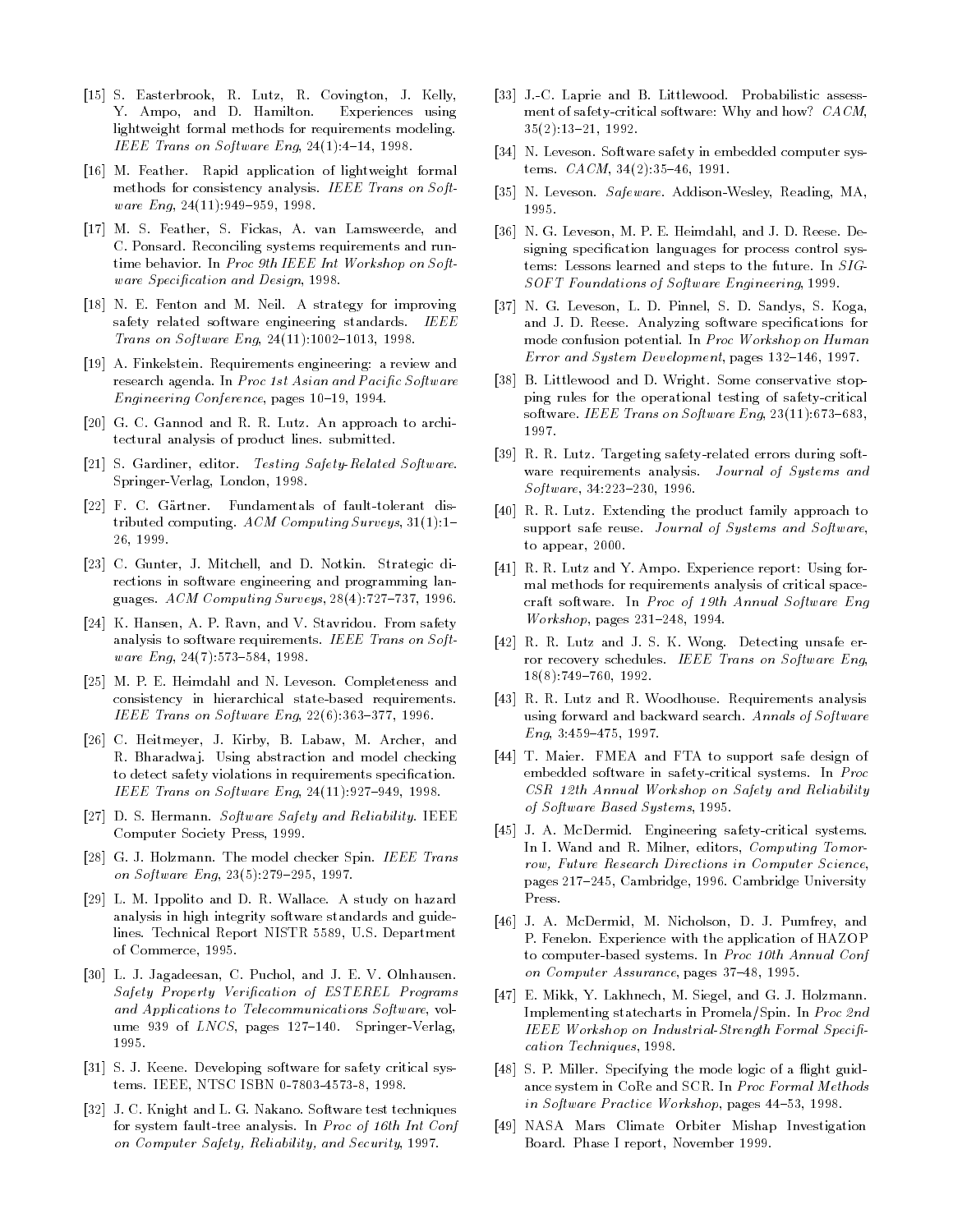[15] S. Easterbrook, R. Lutz, R. Covington, J. Kelly, Y. Ampo, and D. Hamilton. Experiences using lightweight formal methods for requirements modeling. *IEEE Trans on Software Eng*, 24(1):4–14, 1998.

[16] M. Feather. Rapid application of lightweight formal methods for consistency analysis. *IEEE Trans on Software Eng*, 24(11):949–959, 1998.

[17] M. S. Feather, S. Fickas, A. van Lamsweerde, and C. Ponsard. Reconciling systems requirements and runtime behavior. In *Proc 9th IEEE Int Workshop on Software Specification and Design*, 1998.

[18] N. E. Fenton and M. Neil. A strategy for improving safety related software engineering standards. *IEEE Trans on Software Eng*, 24(11):1002–1013, 1998.

[19] A. Finkelstein. Requirements engineering: a review and research agenda. In *Proc 1st Asian and Pacific Software Engineering Conference*, pages 10–19, 1994.

[20] G. C. Gannod and R. R. Lutz. An approach to architectural analysis of product lines. submitted.

[21] S. Gardiner, editor. *Testing Safety-Related Software*. Springer-Verlag, London, 1998.

[22] F. C. Gärtner. Fundamentals of fault-tolerant distributed computing. *ACM Computing Surveys*, 31(1):1–26, 1999.

[23] C. Gunter, J. Mitchell, and D. Notkin. Strategic directions in software engineering and programming languages. *ACM Computing Surveys*, 28(4):727–737, 1996.

[24] K. Hansen, A. P. Ravn, and V. Stavridou. From safety analysis to software requirements. *IEEE Trans on Software Eng*, 24(7):573–584, 1998.

[25] M. P. E. Heimdahl and N. Leveson. Completeness and consistency in hierarchical state-based requirements. *IEEE Trans on Software Eng*, 22(6):363–377, 1996.

[26] C. Heitmeyer, J. Kirby, B. Labaw, M. Archer, and R. Bharadwaj. Using abstraction and model checking to detect safety violations in requirements specification. *IEEE Trans on Software Eng*, 24(11):927–949, 1998.

[27] D. S. Hermann. *Software Safety and Reliability*. IEEE Computer Society Press, 1999.

[28] G. J. Holzmann. The model checker Spin. *IEEE Trans on Software Eng*, 23(5):279–295, 1997.

[29] L. M. Ippolito and D. R. Wallace. A study on hazard analysis in high integrity software standards and guidelines. Technical Report NISTR 5589, U.S. Department of Commerce, 1995.

[30] L. J. Jagadeesan, C. Puchol, and J. E. V. Olnhausen. *Safety Property Verification of ESTEREL Programs and Applications to Telecommunications Software*, volume 939 of *LNCS*, pages 127–140. Springer-Verlag, 1995.

[31] S. J. Keene. Developing software for safety critical systems. IEEE, NTSC ISBN 0-7803-4573-8, 1998.

[32] J. C. Knight and L. G. Nakano. Software test techniques for system fault-tree analysis. In *Proc of 16th Int Conf on Computer Safety, Reliability, and Security*, 1997.

[33] J.-C. Laprie and B. Littlewood. Probabilistic assessment of safety-critical software: Why and how? *CACM*, 35(2):13–21, 1992.

[34] N. Leveson. Software safety in embedded computer systems. *CACM*, 34(2):35–46, 1991.

[35] N. Leveson. *Safeware*. Addison-Wesley, Reading, MA, 1995.

[36] N. G. Leveson, M. P. E. Heimdahl, and J. D. Reese. Designing specification languages for process control systems: Lessons learned and steps to the future. In *SIGSOFT Foundations of Software Engineering*, 1999.

[37] N. G. Leveson, L. D. Pinnel, S. D. Sandys, S. Koga, and J. D. Reese. Analyzing software specifications for mode confusion potential. In *Proc Workshop on Human Error and System Development*, pages 132–146, 1997.

[38] B. Littlewood and D. Wright. Some conservative stopping rules for the operational testing of safety-critical software. *IEEE Trans on Software Eng*, 23(11):673–683, 1997.

[39] R. R. Lutz. Targeting safety-related errors during software requirements analysis. *Journal of Systems and Software*, 34:223–230, 1996.

[40] R. R. Lutz. Extending the product family approach to support safe reuse. *Journal of Systems and Software*, to appear, 2000.

[41] R. R. Lutz and Y. Ampo. Experience report: Using formal methods for requirements analysis of critical spacecraft software. In *Proc of 19th Annual Software Eng Workshop*, pages 231–248, 1994.

[42] R. R. Lutz and J. S. K. Wong. Detecting unsafe error recovery schedules. *IEEE Trans on Software Eng*, 18(8):749–760, 1992.

[43] R. R. Lutz and R. Woodhouse. Requirements analysis using forward and backward search. *Annals of Software Eng*, 3:459–475, 1997.

[44] T. Maier. FMEA and FTA to support safe design of embedded software in safety-critical systems. In *Proc CSR 12th Annual Workshop on Safety and Reliability of Software Based Systems*, 1995.

[45] J. A. McDermid. Engineering safety-critical systems. In I. Wand and R. Milner, editors, *Computing Tomorrow, Future Research Directions in Computer Science*, pages 217–245, Cambridge, 1996. Cambridge University Press.

[46] J. A. McDermid, M. Nicholson, D. J. Pumfrey, and P. Fenelon. Experience with the application of HAZOP to computer-based systems. In *Proc 10th Annual Conf on Computer Assurance*, pages 37–48, 1995.

[47] E. Mikk, Y. Lakhnech, M. Siegel, and G. J. Holzmann. Implementing statecharts in Promela/Spin. In *Proc 2nd IEEE Workshop on Industrial-Strength Formal Specification Techniques*, 1998.

[48] S. P. Miller. Specifying the mode logic of a flight guidance system in CoRe and SCR. In *Proc Formal Methods in Software Practice Workshop*, pages 44–53, 1998.

[49] NASA Mars Climate Orbiter Mishap Investigation Board. Phase I report, November 1999.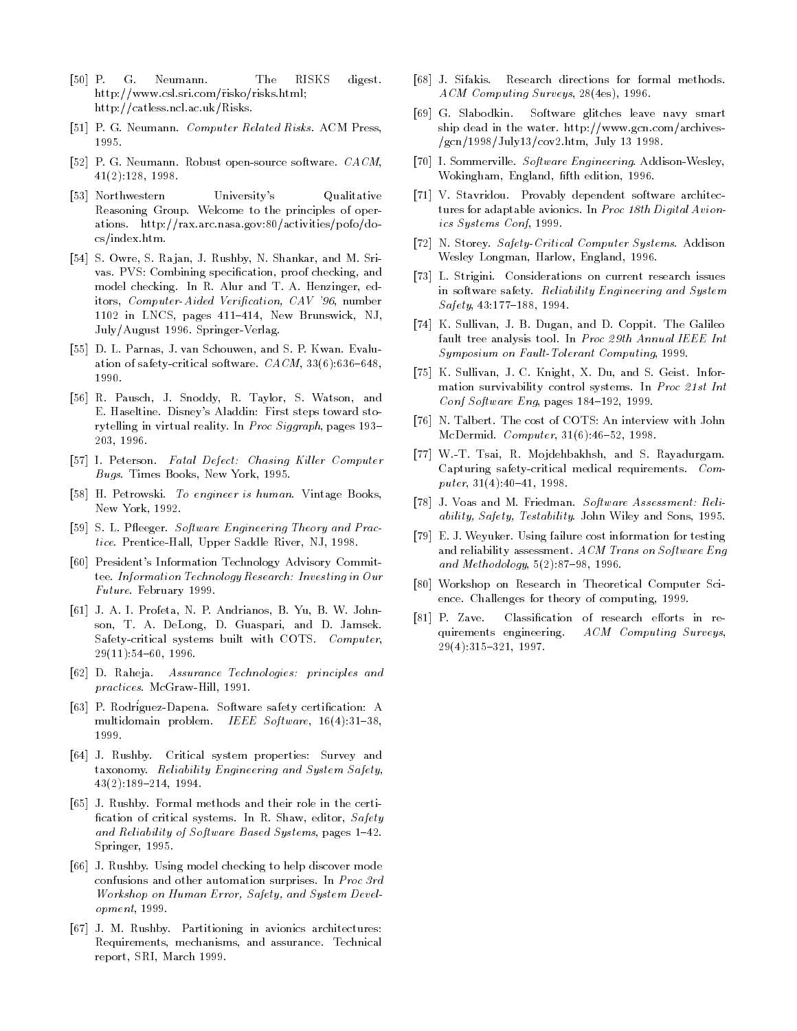[50] P. G. Neumann. The RISKS digest. http://www.csl.sri.com/r̃isko/risks.html; http://catless.ncl.ac.uk/Risks.

[51] P. G. Neumann. *Computer Related Risks*. ACM Press, 1995.

[52] P. G. Neumann. Robust open-source software. *CACM*, 41(2):128, 1998.

[53] Northwestern University's Qualitative Reasoning Group. Welcome to the principles of operations. http://rax.arc.nasa.gov:80/activities/pofo/docs/index.htm.

[54] S. Owre, S. Rajan, J. Rushby, N. Shankar, and M. Srivas. PVS: Combining specification, proof checking, and model checking. In R. Alur and T. A. Henzinger, editors, *Computer-Aided Verification, CAV '96*, number 1102 in LNCS, pages 411–414, New Brunswick, NJ, July/August 1996. Springer-Verlag.

[55] D. L. Parnas, J. van Schouwen, and S. P. Kwan. Evaluation of safety-critical software. *CACM*, 33(6):636–648, 1990.

[56] R. Pausch, J. Snoddy, R. Taylor, S. Watson, and E. Haseltine. Disney's Aladdin: First steps toward storytelling in virtual reality. In *Proc Siggraph*, pages 193–203, 1996.

[57] I. Peterson. *Fatal Defect: Chasing Killer Computer Bugs*. Times Books, New York, 1995.

[58] H. Petrowski. *To engineer is human*. Vintage Books, New York, 1992.

[59] S. L. Pfleeger. *Software Engineering Theory and Practice*. Prentice-Hall, Upper Saddle River, NJ, 1998.

[60] President's Information Technology Advisory Committee. *Information Technology Research: Investing in Our Future*. February 1999.

[61] J. A. I. Profeta, N. P. Andrianos, B. Yu, B. W. Johnson, T. A. DeLong, D. Guaspari, and D. Jamsek. Safety-critical systems built with COTS. *Computer*, 29(11):54–60, 1996.

[62] D. Raheja. *Assurance Technologies: principles and practices*. McGraw-Hill, 1991.

[63] P. Rodríguez-Dapena. Software safety certification: A multidomain problem. *IEEE Software*, 16(4):31–38, 1999.

[64] J. Rushby. Critical system properties: Survey and taxonomy. *Reliability Engineering and System Safety*, 43(2):189–214, 1994.

[65] J. Rushby. Formal methods and their role in the certification of critical systems. In R. Shaw, editor, *Safety and Reliability of Software Based Systems*, pages 1–42. Springer, 1995.

[66] J. Rushby. Using model checking to help discover mode confusions and other automation surprises. In *Proc 3rd Workshop on Human Error, Safety, and System Development*, 1999.

[67] J. M. Rushby. Partitioning in avionics architectures: Requirements, mechanisms, and assurance. Technical report, SRI, March 1999.

[68] J. Sifakis. Research directions for formal methods. *ACM Computing Surveys*, 28(4es), 1996.

[69] G. Slabodkin. Software glitches leave navy smart ship dead in the water. http://www.gcn.com/archives-/gcn/1998/July13/cov2.htm, July 13 1998.

[70] I. Sommerville. *Software Engineering*. Addison-Wesley, Wokingham, England, fifth edition, 1996.

[71] V. Stavridou. Provably dependent software architectures for adaptable avionics. In *Proc 18th Digital Avionics Systems Conf*, 1999.

[72] N. Storey. *Safety-Critical Computer Systems*. Addison Wesley Longman, Harlow, England, 1996.

[73] L. Strigini. Considerations on current research issues in software safety. *Reliability Engineering and System Safety*, 43:177–188, 1994.

[74] K. Sullivan, J. B. Dugan, and D. Coppit. The Galileo fault tree analysis tool. In *Proc 29th Annual IEEE Int Symposium on Fault-Tolerant Computing*, 1999.

[75] K. Sullivan, J. C. Knight, X. Du, and S. Geist. Information survivability control systems. In *Proc 21st Int Conf Software Eng*, pages 184–192, 1999.

[76] N. Talbert. The cost of COTS: An interview with John McDermid. *Computer*, 31(6):46–52, 1998.

[77] W.-T. Tsai, R. Mojdehbakhsh, and S. Rayadurgam. Capturing safety-critical medical requirements. *Computer*, 31(4):40–41, 1998.

[78] J. Voas and M. Friedman. *Software Assessment: Reliability, Safety, Testability*. John Wiley and Sons, 1995.

[79] E. J. Weyuker. Using failure cost information for testing and reliability assessment. *ACM Trans on Software Eng and Methodology*, 5(2):87–98, 1996.

[80] Workshop on Research in Theoretical Computer Science. Challenges for theory of computing, 1999.

[81] P. Zave. Classification of research efforts in requirements engineering. *ACM Computing Surveys*, 29(4):315–321, 1997.